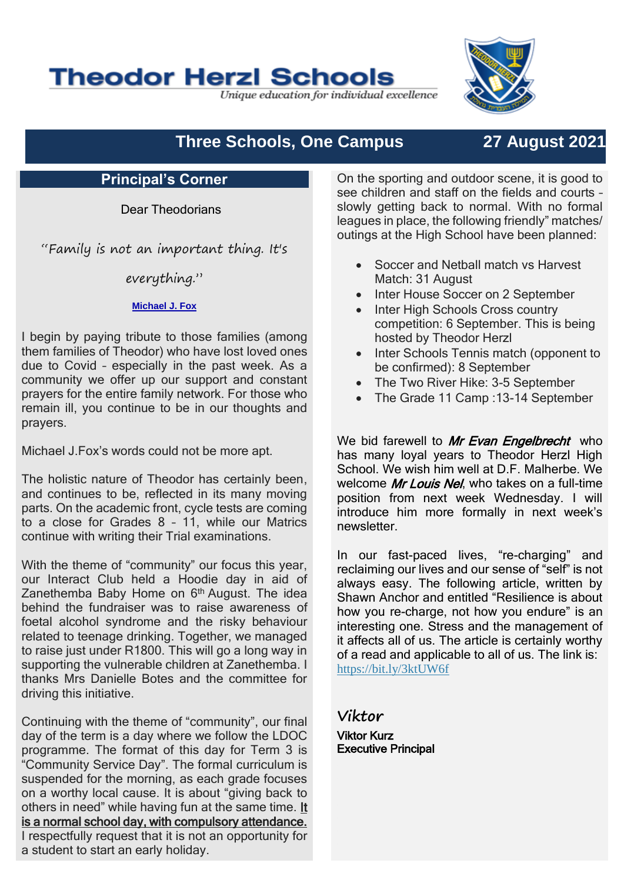# Theodor Herzl Schools

*Unique education for individual excellence*

## Three Schools, One Campus — 27 August 2021

### Principal's Corner

Dear Theodorians

*"Family is not an important thing. It's everything."*

**Michael J. Fox**

I begin by paying tribute to those families (among them families of Theodor) who have lost loved ones due to Covid - especially in the past week. As a community we offer up our support and constant prayers for the entire family network. For those who remain ill, you continue to be in our thoughts and prayers.

Michael J.Fox's words could not be more apt.

The holistic nature of Theodor has certainly been, and continues to be, reflected in its many moving parts. On the academic front, cycle tests are coming to a close for Grades 8 – 11, while our Matrics continue with writing their Trial examinations.

With the theme of "community" our focus this year, our Interact Club held a Hoodie day in aid of Zanethemba Baby Home on 6th August. The idea behind the fundraiser was to raise awareness of foetal alcohol syndrome and the risky behaviour related to teenage drinking. Together, we managed to raise just under R1800. This will go a long way in supporting the vulnerable children at Zanethemba. I thanks Mrs Danielle Botes and the committee for driving this initiative.

Continuing with the theme of "community", our final day of the term is a day where we follow the LDOC programme. The format of this day for Term 3 is "Community Service Day". The formal curriculum is suspended for the morning, as each grade focuses on a worthy local cause. It is about "giving back to others in need" while having fun at the same time. **It is a normal school day, with compulsory attendance.** I respectfully request that it is not an opportunity for a student to start an early holiday.

On the sporting and outdoor scene, it is good to see children and staff on the fields and courts – slowly getting back to normal. With no formal leagues in place, the following friendly" matches/ outings at the High School have been planned:

- Soccer and Netball match vs Harvest Match: 31 August
- Inter House Soccer on 2 September
- Inter High Schools Cross country competition: 6 September. This is being hosted by Theodor Herzl
- Inter Schools Tennis match (opponent to be confirmed): 8 September
- The Two River Hike: 3-5 September
- The Grade 11 Camp :13-14 September

We bid farewell to ***Mr Evan Engelbrecht*** who has many loyal years to Theodor Herzl High School. We wish him well at D.F. Malherbe. We welcome ***Mr Louis Nel***, who takes on a full-time position from next week Wednesday. I will introduce him more formally in next week's newsletter.

In our fast-paced lives, "re-charging" and reclaiming our lives and our sense of "self" is not always easy. The following article, written by Shawn Anchor and entitled "Resilience is about how you re-charge, not how you endure" is an interesting one. Stress and the management of it affects all of us. The article is certainly worthy of a read and applicable to all of us. The link is: https://bit.ly/3ktUW6f

*Viktor*

**Viktor Kurz**
**Executive Principal**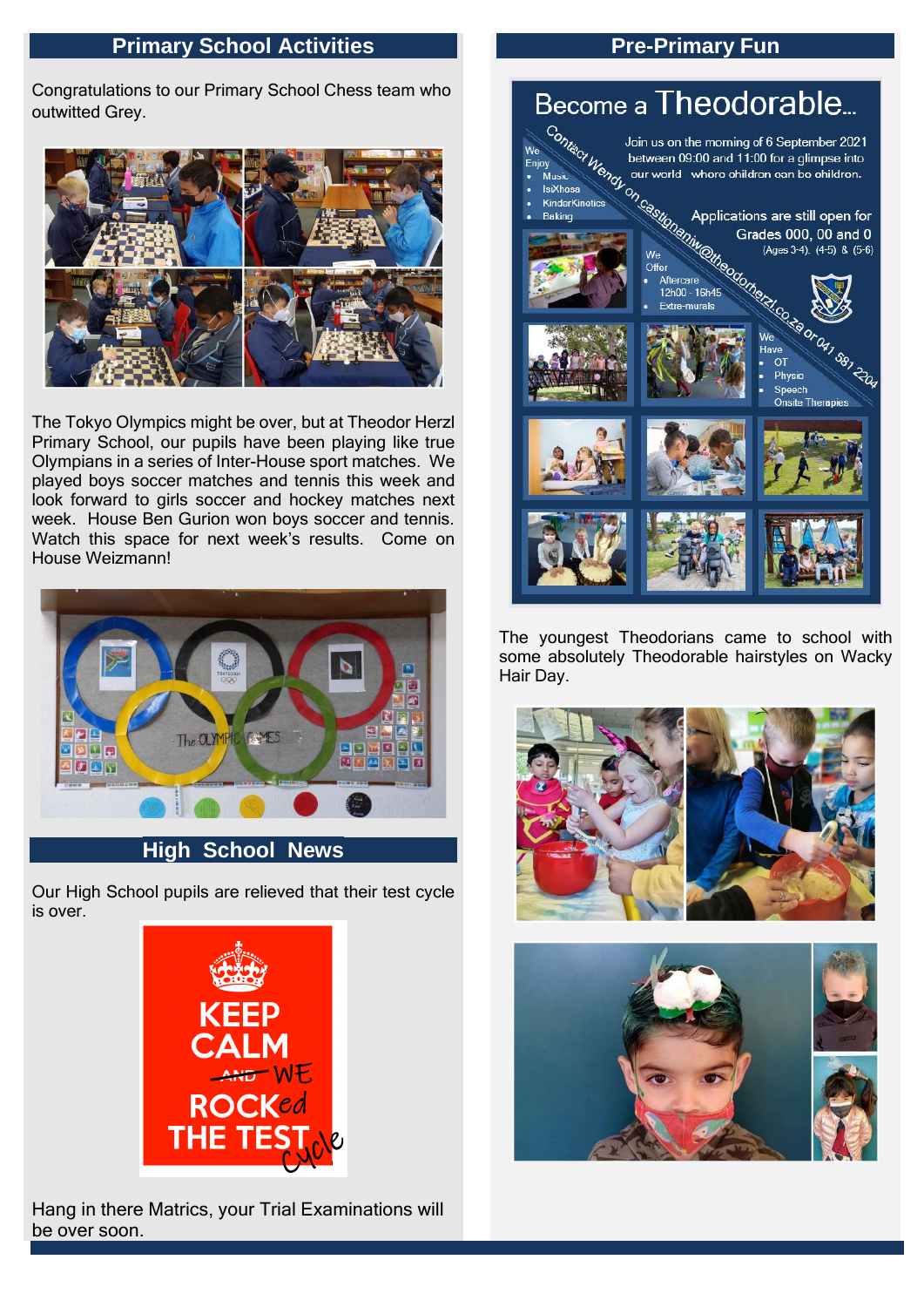## Primary School Activities

Congratulations to our Primary School Chess team who outwitted Grey.

The Tokyo Olympics might be over, but at Theodor Herzl Primary School, our pupils have been playing like true Olympians in a series of Inter-House sport matches. We played boys soccer matches and tennis this week and look forward to girls soccer and hockey matches next week. House Ben Gurion won boys soccer and tennis. Watch this space for next week's results. Come on House Weizmann!

## High School News

Our High School pupils are relieved that their test cycle is over.

Hang in there Matrics, your Trial Examinations will be over soon.

## Pre-Primary Fun

The youngest Theodorians came to school with some absolutely Theodorable hairstyles on Wacky Hair Day.